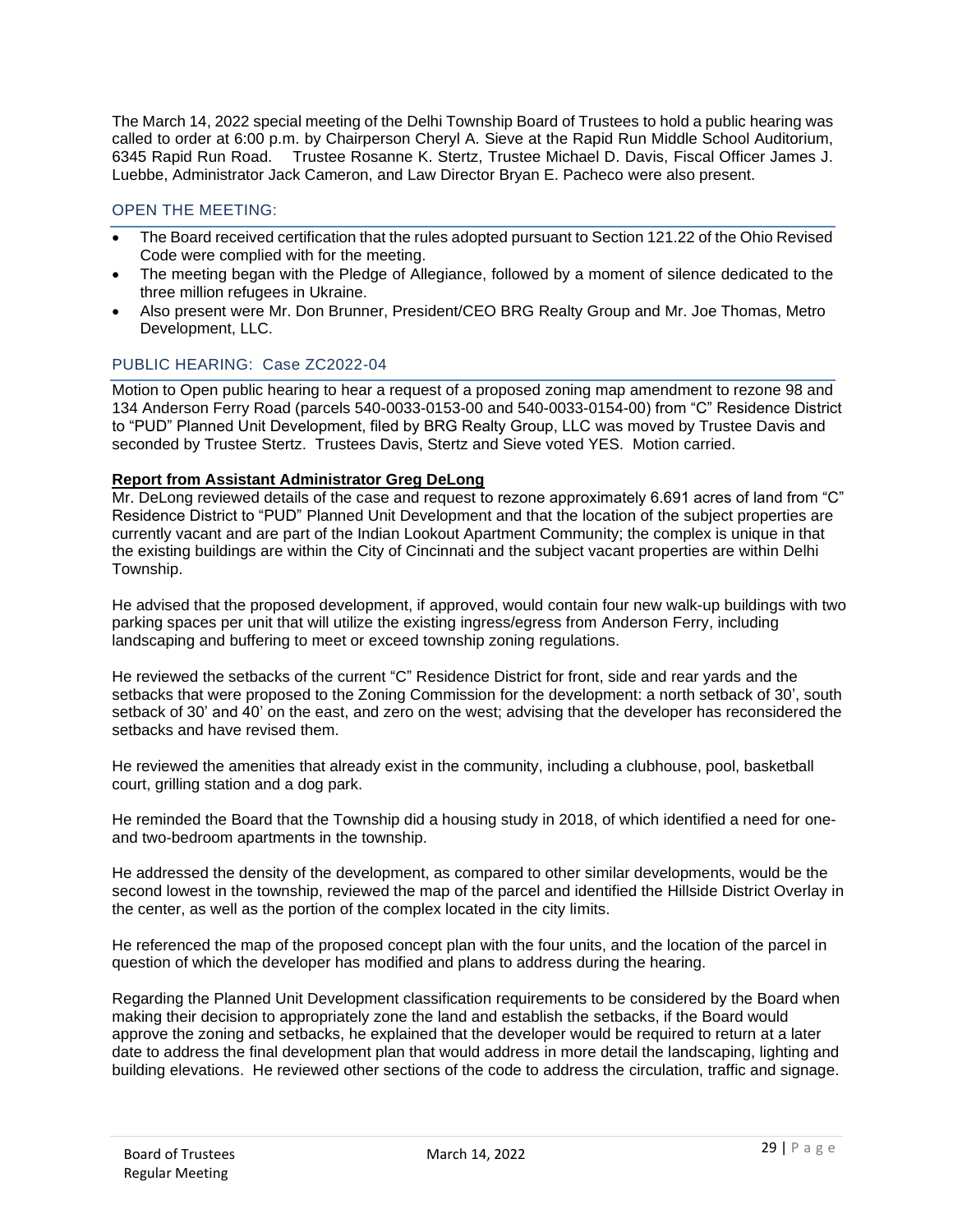The March 14, 2022 special meeting of the Delhi Township Board of Trustees to hold a public hearing was called to order at 6:00 p.m. by Chairperson Cheryl A. Sieve at the Rapid Run Middle School Auditorium, 6345 Rapid Run Road. Trustee Rosanne K. Stertz, Trustee Michael D. Davis, Fiscal Officer James J. Luebbe, Administrator Jack Cameron, and Law Director Bryan E. Pacheco were also present.

## OPEN THE MEETING:

- The Board received certification that the rules adopted pursuant to Section 121.22 of the Ohio Revised Code were complied with for the meeting.
- The meeting began with the Pledge of Allegiance, followed by a moment of silence dedicated to the three million refugees in Ukraine.
- Also present were Mr. Don Brunner, President/CEO BRG Realty Group and Mr. Joe Thomas, Metro Development, LLC.

## PUBLIC HEARING: Case ZC2022-04

Motion to Open public hearing to hear a request of a proposed zoning map amendment to rezone 98 and 134 Anderson Ferry Road (parcels 540-0033-0153-00 and 540-0033-0154-00) from "C" Residence District to "PUD" Planned Unit Development, filed by BRG Realty Group, LLC was moved by Trustee Davis and seconded by Trustee Stertz. Trustees Davis, Stertz and Sieve voted YES. Motion carried.

**Report from Assistant Administrator Greg DeLong**

Mr. DeLong reviewed details of the case and request to rezone approximately 6.691 acres of land from "C" Residence District to "PUD" Planned Unit Development and that the location of the subject properties are currently vacant and are part of the Indian Lookout Apartment Community; the complex is unique in that the existing buildings are within the City of Cincinnati and the subject vacant properties are within Delhi Township.

He advised that the proposed development, if approved, would contain four new walk-up buildings with two parking spaces per unit that will utilize the existing ingress/egress from Anderson Ferry, including landscaping and buffering to meet or exceed township zoning regulations.

He reviewed the setbacks of the current "C" Residence District for front, side and rear yards and the setbacks that were proposed to the Zoning Commission for the development: a north setback of 30', south setback of 30' and 40' on the east, and zero on the west; advising that the developer has reconsidered the setbacks and have revised them.

He reviewed the amenities that already exist in the community, including a clubhouse, pool, basketball court, grilling station and a dog park.

He reminded the Board that the Township did a housing study in 2018, of which identified a need for one- and two-bedroom apartments in the township.

He addressed the density of the development, as compared to other similar developments, would be the second lowest in the township, reviewed the map of the parcel and identified the Hillside District Overlay in the center, as well as the portion of the complex located in the city limits.

He referenced the map of the proposed concept plan with the four units, and the location of the parcel in question of which the developer has modified and plans to address during the hearing.

Regarding the Planned Unit Development classification requirements to be considered by the Board when making their decision to appropriately zone the land and establish the setbacks, if the Board would approve the zoning and setbacks, he explained that the developer would be required to return at a later date to address the final development plan that would address in more detail the landscaping, lighting and building elevations. He reviewed other sections of the code to address the circulation, traffic and signage.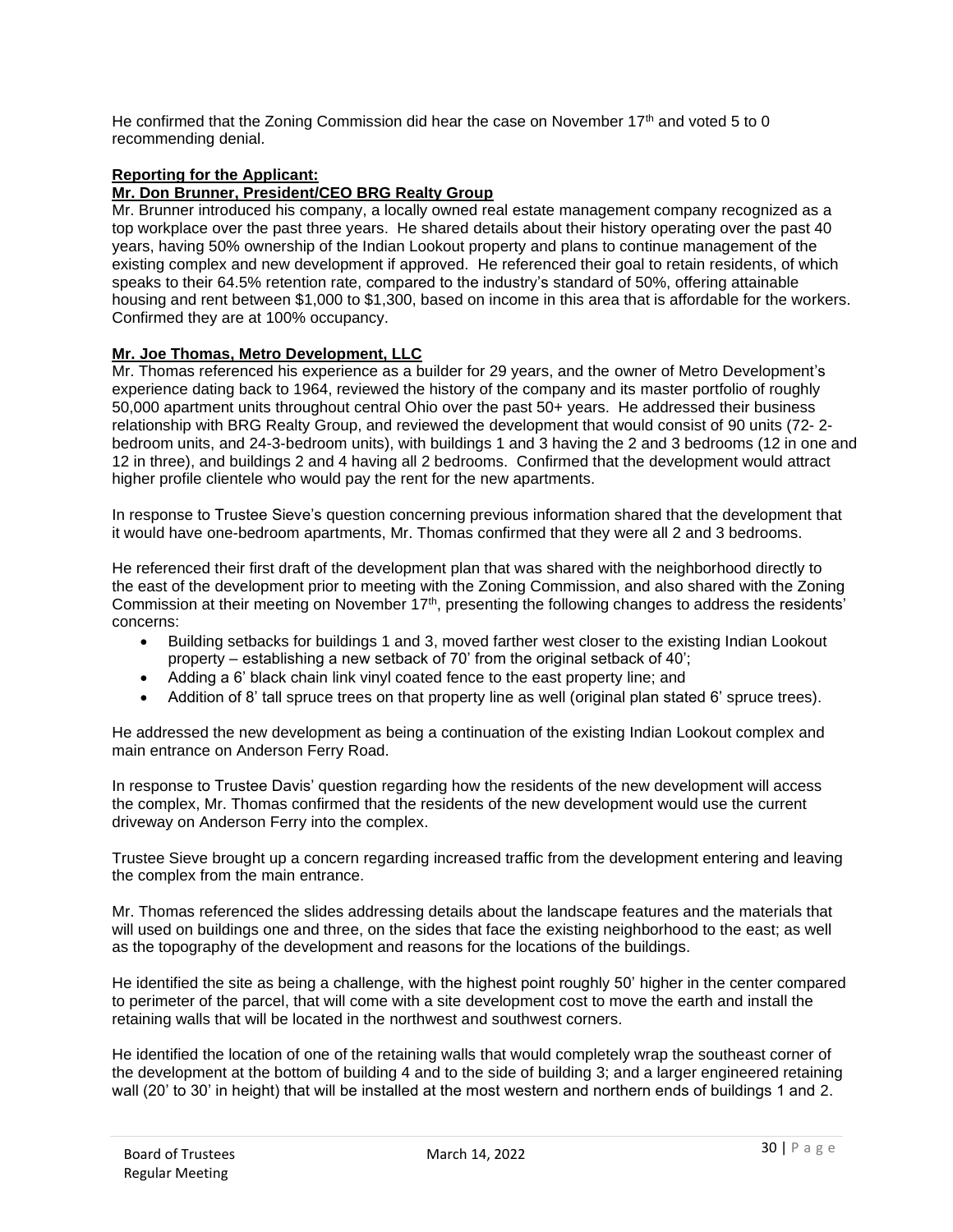He confirmed that the Zoning Commission did hear the case on November 17th and voted 5 to 0 recommending denial.

**Reporting for the Applicant:**

**Mr. Don Brunner, President/CEO BRG Realty Group**

Mr. Brunner introduced his company, a locally owned real estate management company recognized as a top workplace over the past three years. He shared details about their history operating over the past 40 years, having 50% ownership of the Indian Lookout property and plans to continue management of the existing complex and new development if approved. He referenced their goal to retain residents, of which speaks to their 64.5% retention rate, compared to the industry's standard of 50%, offering attainable housing and rent between $1,000 to $1,300, based on income in this area that is affordable for the workers. Confirmed they are at 100% occupancy.

**Mr. Joe Thomas, Metro Development, LLC**

Mr. Thomas referenced his experience as a builder for 29 years, and the owner of Metro Development's experience dating back to 1964, reviewed the history of the company and its master portfolio of roughly 50,000 apartment units throughout central Ohio over the past 50+ years. He addressed their business relationship with BRG Realty Group, and reviewed the development that would consist of 90 units (72- 2-bedroom units, and 24-3-bedroom units), with buildings 1 and 3 having the 2 and 3 bedrooms (12 in one and 12 in three), and buildings 2 and 4 having all 2 bedrooms. Confirmed that the development would attract higher profile clientele who would pay the rent for the new apartments.

In response to Trustee Sieve's question concerning previous information shared that the development that it would have one-bedroom apartments, Mr. Thomas confirmed that they were all 2 and 3 bedrooms.

He referenced their first draft of the development plan that was shared with the neighborhood directly to the east of the development prior to meeting with the Zoning Commission, and also shared with the Zoning Commission at their meeting on November 17th, presenting the following changes to address the residents' concerns:

- Building setbacks for buildings 1 and 3, moved farther west closer to the existing Indian Lookout property – establishing a new setback of 70' from the original setback of 40';
- Adding a 6' black chain link vinyl coated fence to the east property line; and
- Addition of 8' tall spruce trees on that property line as well (original plan stated 6' spruce trees).

He addressed the new development as being a continuation of the existing Indian Lookout complex and main entrance on Anderson Ferry Road.

In response to Trustee Davis' question regarding how the residents of the new development will access the complex, Mr. Thomas confirmed that the residents of the new development would use the current driveway on Anderson Ferry into the complex.

Trustee Sieve brought up a concern regarding increased traffic from the development entering and leaving the complex from the main entrance.

Mr. Thomas referenced the slides addressing details about the landscape features and the materials that will used on buildings one and three, on the sides that face the existing neighborhood to the east; as well as the topography of the development and reasons for the locations of the buildings.

He identified the site as being a challenge, with the highest point roughly 50' higher in the center compared to perimeter of the parcel, that will come with a site development cost to move the earth and install the retaining walls that will be located in the northwest and southwest corners.

He identified the location of one of the retaining walls that would completely wrap the southeast corner of the development at the bottom of building 4 and to the side of building 3; and a larger engineered retaining wall (20' to 30' in height) that will be installed at the most western and northern ends of buildings 1 and 2.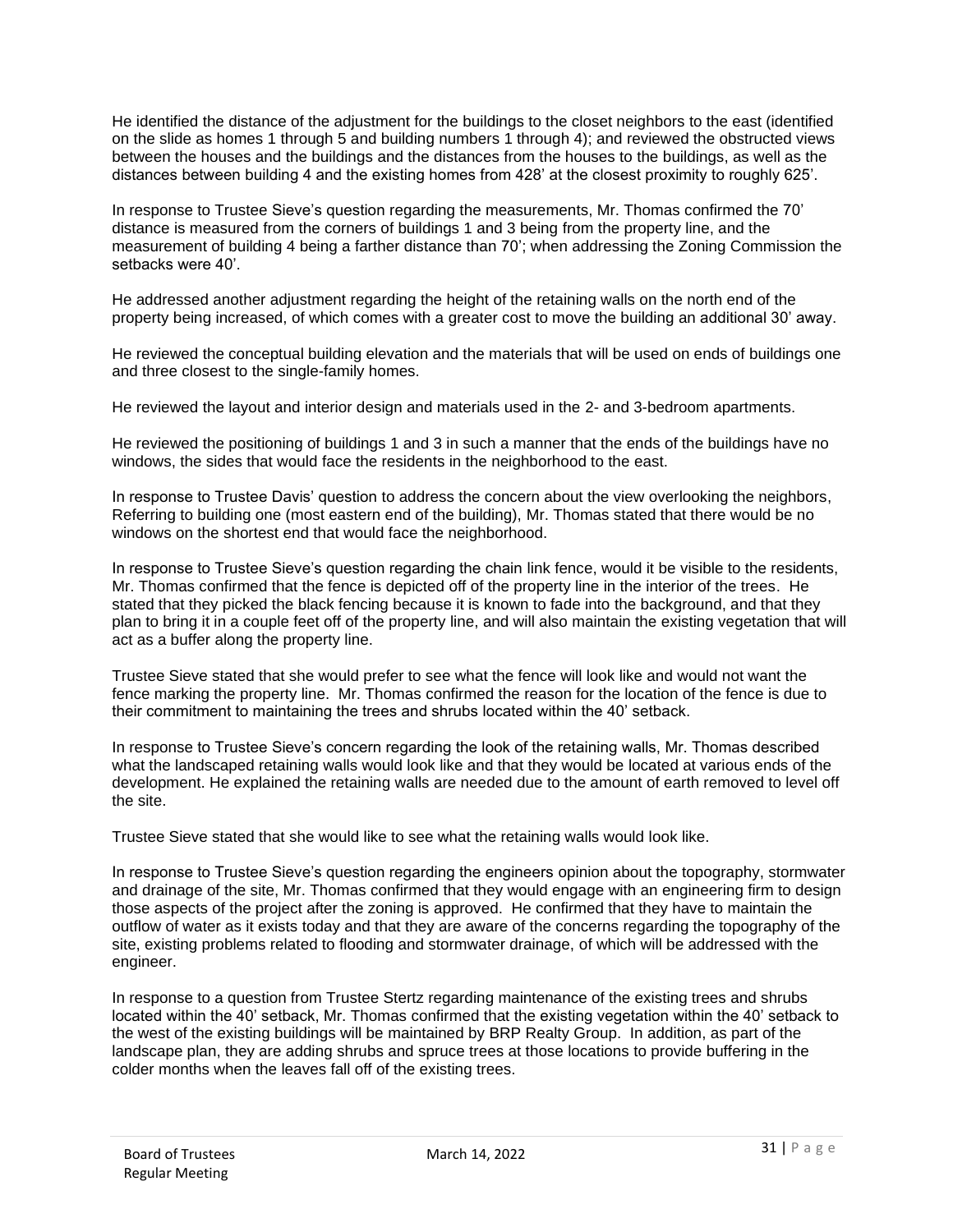He identified the distance of the adjustment for the buildings to the closet neighbors to the east (identified on the slide as homes 1 through 5 and building numbers 1 through 4); and reviewed the obstructed views between the houses and the buildings and the distances from the houses to the buildings, as well as the distances between building 4 and the existing homes from 428' at the closest proximity to roughly 625'.

In response to Trustee Sieve's question regarding the measurements, Mr. Thomas confirmed the 70' distance is measured from the corners of buildings 1 and 3 being from the property line, and the measurement of building 4 being a farther distance than 70'; when addressing the Zoning Commission the setbacks were 40'.

He addressed another adjustment regarding the height of the retaining walls on the north end of the property being increased, of which comes with a greater cost to move the building an additional 30' away.

He reviewed the conceptual building elevation and the materials that will be used on ends of buildings one and three closest to the single-family homes.

He reviewed the layout and interior design and materials used in the 2- and 3-bedroom apartments.

He reviewed the positioning of buildings 1 and 3 in such a manner that the ends of the buildings have no windows, the sides that would face the residents in the neighborhood to the east.

In response to Trustee Davis' question to address the concern about the view overlooking the neighbors, Referring to building one (most eastern end of the building), Mr. Thomas stated that there would be no windows on the shortest end that would face the neighborhood.

In response to Trustee Sieve's question regarding the chain link fence, would it be visible to the residents, Mr. Thomas confirmed that the fence is depicted off of the property line in the interior of the trees. He stated that they picked the black fencing because it is known to fade into the background, and that they plan to bring it in a couple feet off of the property line, and will also maintain the existing vegetation that will act as a buffer along the property line.

Trustee Sieve stated that she would prefer to see what the fence will look like and would not want the fence marking the property line. Mr. Thomas confirmed the reason for the location of the fence is due to their commitment to maintaining the trees and shrubs located within the 40' setback.

In response to Trustee Sieve's concern regarding the look of the retaining walls, Mr. Thomas described what the landscaped retaining walls would look like and that they would be located at various ends of the development. He explained the retaining walls are needed due to the amount of earth removed to level off the site.

Trustee Sieve stated that she would like to see what the retaining walls would look like.

In response to Trustee Sieve's question regarding the engineers opinion about the topography, stormwater and drainage of the site, Mr. Thomas confirmed that they would engage with an engineering firm to design those aspects of the project after the zoning is approved. He confirmed that they have to maintain the outflow of water as it exists today and that they are aware of the concerns regarding the topography of the site, existing problems related to flooding and stormwater drainage, of which will be addressed with the engineer.

In response to a question from Trustee Stertz regarding maintenance of the existing trees and shrubs located within the 40' setback, Mr. Thomas confirmed that the existing vegetation within the 40' setback to the west of the existing buildings will be maintained by BRP Realty Group. In addition, as part of the landscape plan, they are adding shrubs and spruce trees at those locations to provide buffering in the colder months when the leaves fall off of the existing trees.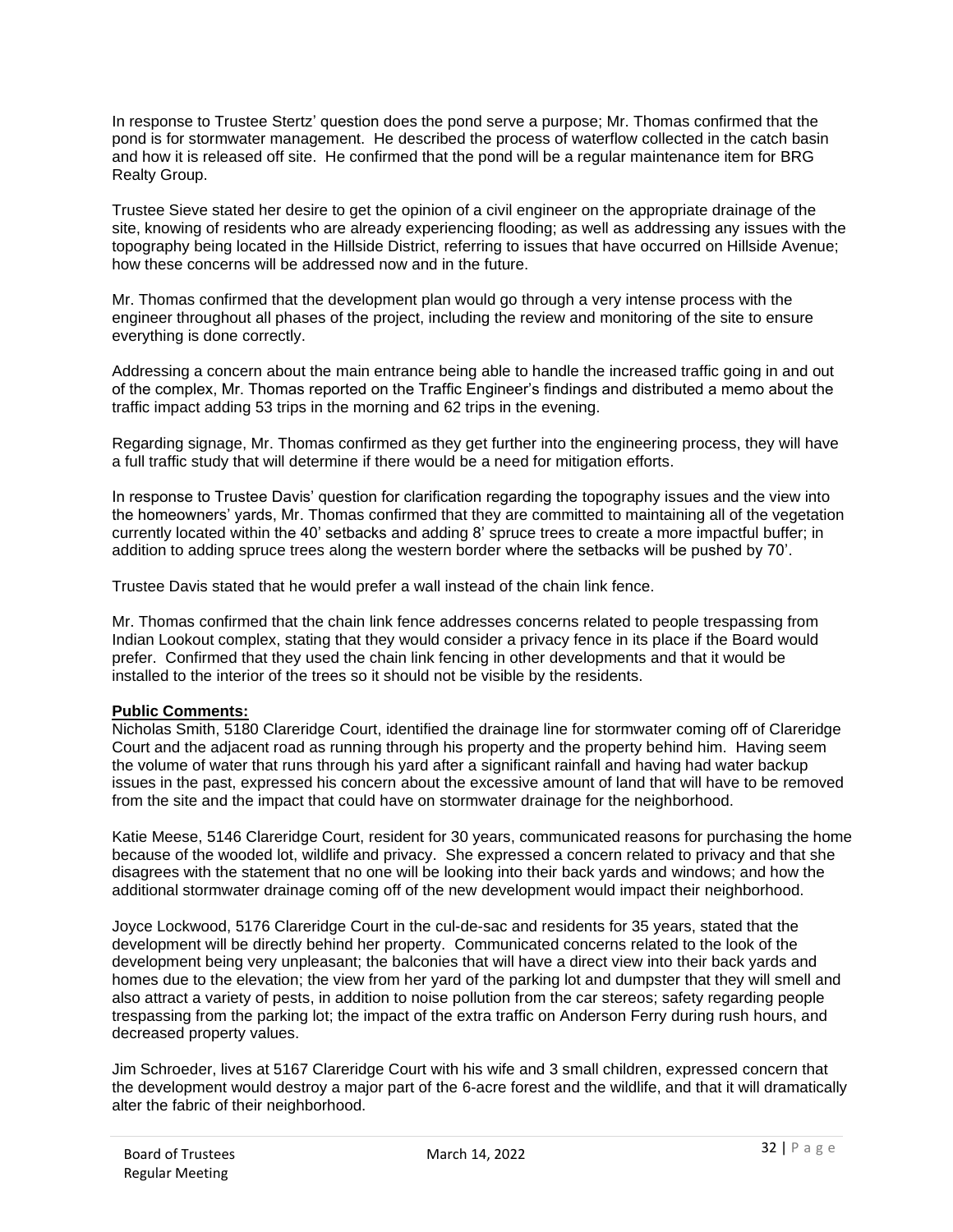In response to Trustee Stertz' question does the pond serve a purpose; Mr. Thomas confirmed that the pond is for stormwater management. He described the process of waterflow collected in the catch basin and how it is released off site. He confirmed that the pond will be a regular maintenance item for BRG Realty Group.

Trustee Sieve stated her desire to get the opinion of a civil engineer on the appropriate drainage of the site, knowing of residents who are already experiencing flooding; as well as addressing any issues with the topography being located in the Hillside District, referring to issues that have occurred on Hillside Avenue; how these concerns will be addressed now and in the future.

Mr. Thomas confirmed that the development plan would go through a very intense process with the engineer throughout all phases of the project, including the review and monitoring of the site to ensure everything is done correctly.

Addressing a concern about the main entrance being able to handle the increased traffic going in and out of the complex, Mr. Thomas reported on the Traffic Engineer's findings and distributed a memo about the traffic impact adding 53 trips in the morning and 62 trips in the evening.

Regarding signage, Mr. Thomas confirmed as they get further into the engineering process, they will have a full traffic study that will determine if there would be a need for mitigation efforts.

In response to Trustee Davis' question for clarification regarding the topography issues and the view into the homeowners' yards, Mr. Thomas confirmed that they are committed to maintaining all of the vegetation currently located within the 40' setbacks and adding 8' spruce trees to create a more impactful buffer; in addition to adding spruce trees along the western border where the setbacks will be pushed by 70'.

Trustee Davis stated that he would prefer a wall instead of the chain link fence.

Mr. Thomas confirmed that the chain link fence addresses concerns related to people trespassing from Indian Lookout complex, stating that they would consider a privacy fence in its place if the Board would prefer. Confirmed that they used the chain link fencing in other developments and that it would be installed to the interior of the trees so it should not be visible by the residents.

**Public Comments:**

Nicholas Smith, 5180 Clareridge Court, identified the drainage line for stormwater coming off of Clareridge Court and the adjacent road as running through his property and the property behind him. Having seem the volume of water that runs through his yard after a significant rainfall and having had water backup issues in the past, expressed his concern about the excessive amount of land that will have to be removed from the site and the impact that could have on stormwater drainage for the neighborhood.

Katie Meese, 5146 Clareridge Court, resident for 30 years, communicated reasons for purchasing the home because of the wooded lot, wildlife and privacy. She expressed a concern related to privacy and that she disagrees with the statement that no one will be looking into their back yards and windows; and how the additional stormwater drainage coming off of the new development would impact their neighborhood.

Joyce Lockwood, 5176 Clareridge Court in the cul-de-sac and residents for 35 years, stated that the development will be directly behind her property. Communicated concerns related to the look of the development being very unpleasant; the balconies that will have a direct view into their back yards and homes due to the elevation; the view from her yard of the parking lot and dumpster that they will smell and also attract a variety of pests, in addition to noise pollution from the car stereos; safety regarding people trespassing from the parking lot; the impact of the extra traffic on Anderson Ferry during rush hours, and decreased property values.

Jim Schroeder, lives at 5167 Clareridge Court with his wife and 3 small children, expressed concern that the development would destroy a major part of the 6-acre forest and the wildlife, and that it will dramatically alter the fabric of their neighborhood.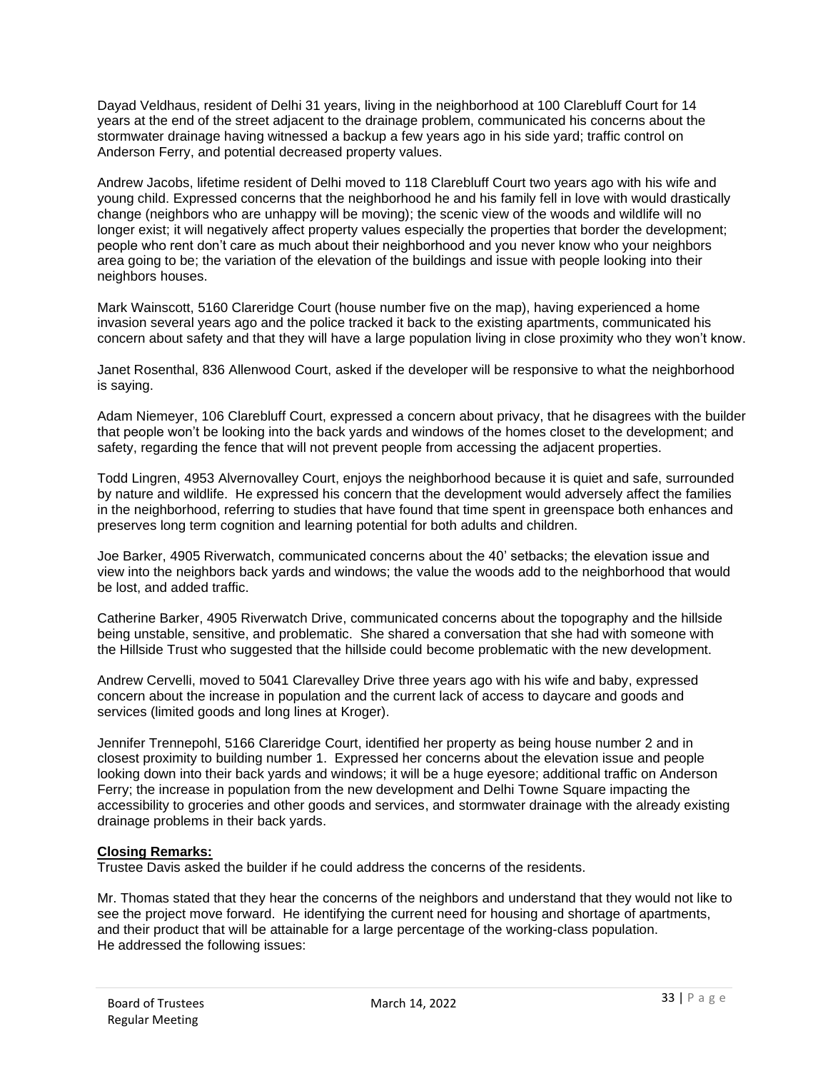Dayad Veldhaus, resident of Delhi 31 years, living in the neighborhood at 100 Clarebluff Court for 14 years at the end of the street adjacent to the drainage problem, communicated his concerns about the stormwater drainage having witnessed a backup a few years ago in his side yard; traffic control on Anderson Ferry, and potential decreased property values.

Andrew Jacobs, lifetime resident of Delhi moved to 118 Clarebluff Court two years ago with his wife and young child. Expressed concerns that the neighborhood he and his family fell in love with would drastically change (neighbors who are unhappy will be moving); the scenic view of the woods and wildlife will no longer exist; it will negatively affect property values especially the properties that border the development; people who rent don't care as much about their neighborhood and you never know who your neighbors area going to be; the variation of the elevation of the buildings and issue with people looking into their neighbors houses.

Mark Wainscott, 5160 Clareridge Court (house number five on the map), having experienced a home invasion several years ago and the police tracked it back to the existing apartments, communicated his concern about safety and that they will have a large population living in close proximity who they won't know.

Janet Rosenthal, 836 Allenwood Court, asked if the developer will be responsive to what the neighborhood is saying.

Adam Niemeyer, 106 Clarebluff Court, expressed a concern about privacy, that he disagrees with the builder that people won't be looking into the back yards and windows of the homes closet to the development; and safety, regarding the fence that will not prevent people from accessing the adjacent properties.

Todd Lingren, 4953 Alvernovalley Court, enjoys the neighborhood because it is quiet and safe, surrounded by nature and wildlife. He expressed his concern that the development would adversely affect the families in the neighborhood, referring to studies that have found that time spent in greenspace both enhances and preserves long term cognition and learning potential for both adults and children.

Joe Barker, 4905 Riverwatch, communicated concerns about the 40' setbacks; the elevation issue and view into the neighbors back yards and windows; the value the woods add to the neighborhood that would be lost, and added traffic.

Catherine Barker, 4905 Riverwatch Drive, communicated concerns about the topography and the hillside being unstable, sensitive, and problematic. She shared a conversation that she had with someone with the Hillside Trust who suggested that the hillside could become problematic with the new development.

Andrew Cervelli, moved to 5041 Clarevalley Drive three years ago with his wife and baby, expressed concern about the increase in population and the current lack of access to daycare and goods and services (limited goods and long lines at Kroger).

Jennifer Trennepohl, 5166 Clareridge Court, identified her property as being house number 2 and in closest proximity to building number 1. Expressed her concerns about the elevation issue and people looking down into their back yards and windows; it will be a huge eyesore; additional traffic on Anderson Ferry; the increase in population from the new development and Delhi Towne Square impacting the accessibility to groceries and other goods and services, and stormwater drainage with the already existing drainage problems in their back yards.

**Closing Remarks:**
Trustee Davis asked the builder if he could address the concerns of the residents.

Mr. Thomas stated that they hear the concerns of the neighbors and understand that they would not like to see the project move forward. He identifying the current need for housing and shortage of apartments, and their product that will be attainable for a large percentage of the working-class population.
He addressed the following issues: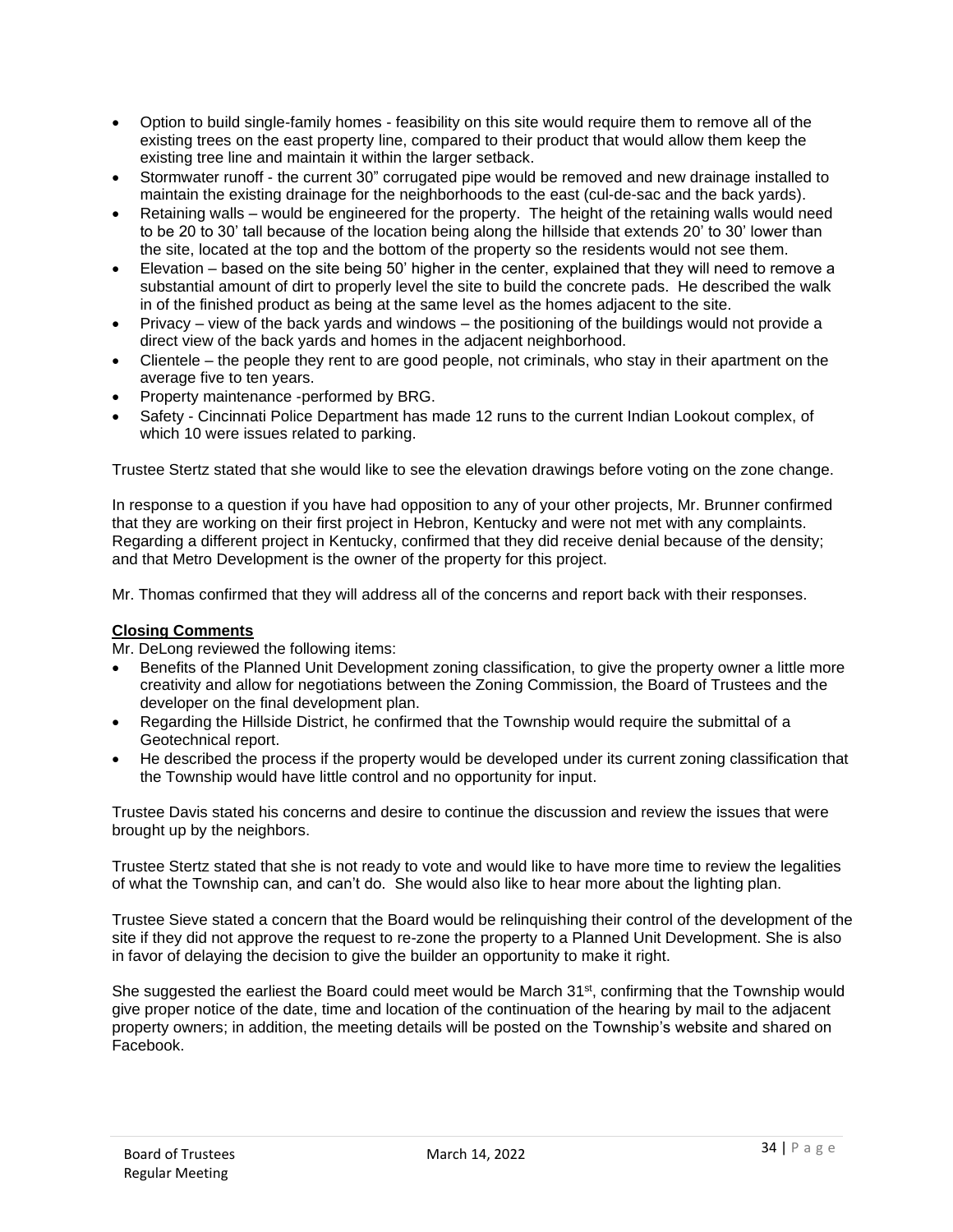- Option to build single-family homes - feasibility on this site would require them to remove all of the existing trees on the east property line, compared to their product that would allow them keep the existing tree line and maintain it within the larger setback.
- Stormwater runoff - the current 30" corrugated pipe would be removed and new drainage installed to maintain the existing drainage for the neighborhoods to the east (cul-de-sac and the back yards).
- Retaining walls – would be engineered for the property. The height of the retaining walls would need to be 20 to 30' tall because of the location being along the hillside that extends 20' to 30' lower than the site, located at the top and the bottom of the property so the residents would not see them.
- Elevation – based on the site being 50' higher in the center, explained that they will need to remove a substantial amount of dirt to properly level the site to build the concrete pads. He described the walk in of the finished product as being at the same level as the homes adjacent to the site.
- Privacy – view of the back yards and windows – the positioning of the buildings would not provide a direct view of the back yards and homes in the adjacent neighborhood.
- Clientele – the people they rent to are good people, not criminals, who stay in their apartment on the average five to ten years.
- Property maintenance -performed by BRG.
- Safety - Cincinnati Police Department has made 12 runs to the current Indian Lookout complex, of which 10 were issues related to parking.

Trustee Stertz stated that she would like to see the elevation drawings before voting on the zone change.

In response to a question if you have had opposition to any of your other projects, Mr. Brunner confirmed that they are working on their first project in Hebron, Kentucky and were not met with any complaints. Regarding a different project in Kentucky, confirmed that they did receive denial because of the density; and that Metro Development is the owner of the property for this project.

Mr. Thomas confirmed that they will address all of the concerns and report back with their responses.

**Closing Comments**

Mr. DeLong reviewed the following items:

- Benefits of the Planned Unit Development zoning classification, to give the property owner a little more creativity and allow for negotiations between the Zoning Commission, the Board of Trustees and the developer on the final development plan.
- Regarding the Hillside District, he confirmed that the Township would require the submittal of a Geotechnical report.
- He described the process if the property would be developed under its current zoning classification that the Township would have little control and no opportunity for input.

Trustee Davis stated his concerns and desire to continue the discussion and review the issues that were brought up by the neighbors.

Trustee Stertz stated that she is not ready to vote and would like to have more time to review the legalities of what the Township can, and can't do. She would also like to hear more about the lighting plan.

Trustee Sieve stated a concern that the Board would be relinquishing their control of the development of the site if they did not approve the request to re-zone the property to a Planned Unit Development. She is also in favor of delaying the decision to give the builder an opportunity to make it right.

She suggested the earliest the Board could meet would be March 31st, confirming that the Township would give proper notice of the date, time and location of the continuation of the hearing by mail to the adjacent property owners; in addition, the meeting details will be posted on the Township's website and shared on Facebook.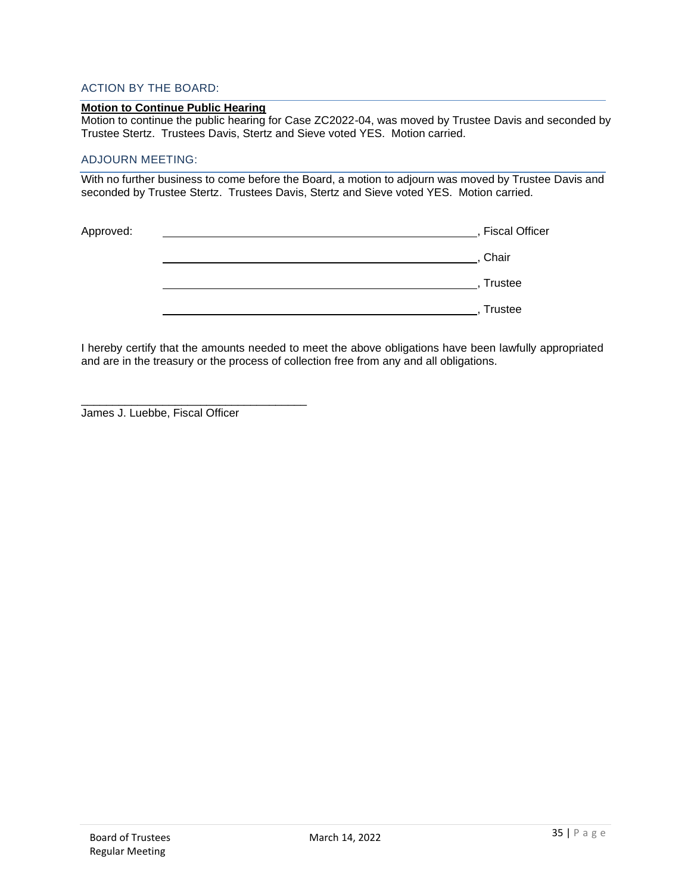## ACTION BY THE BOARD:

**Motion to Continue Public Hearing**

Motion to continue the public hearing for Case ZC2022-04, was moved by Trustee Davis and seconded by Trustee Stertz. Trustees Davis, Stertz and Sieve voted YES. Motion carried.

## ADJOURN MEETING:

With no further business to come before the Board, a motion to adjourn was moved by Trustee Davis and seconded by Trustee Stertz. Trustees Davis, Stertz and Sieve voted YES. Motion carried.

Approved: ____________________________________________, Fiscal Officer

____________________________________________, Chair

____________________________________________, Trustee

____________________________________________, Trustee

I hereby certify that the amounts needed to meet the above obligations have been lawfully appropriated and are in the treasury or the process of collection free from any and all obligations.

____________________________________
James J. Luebbe, Fiscal Officer